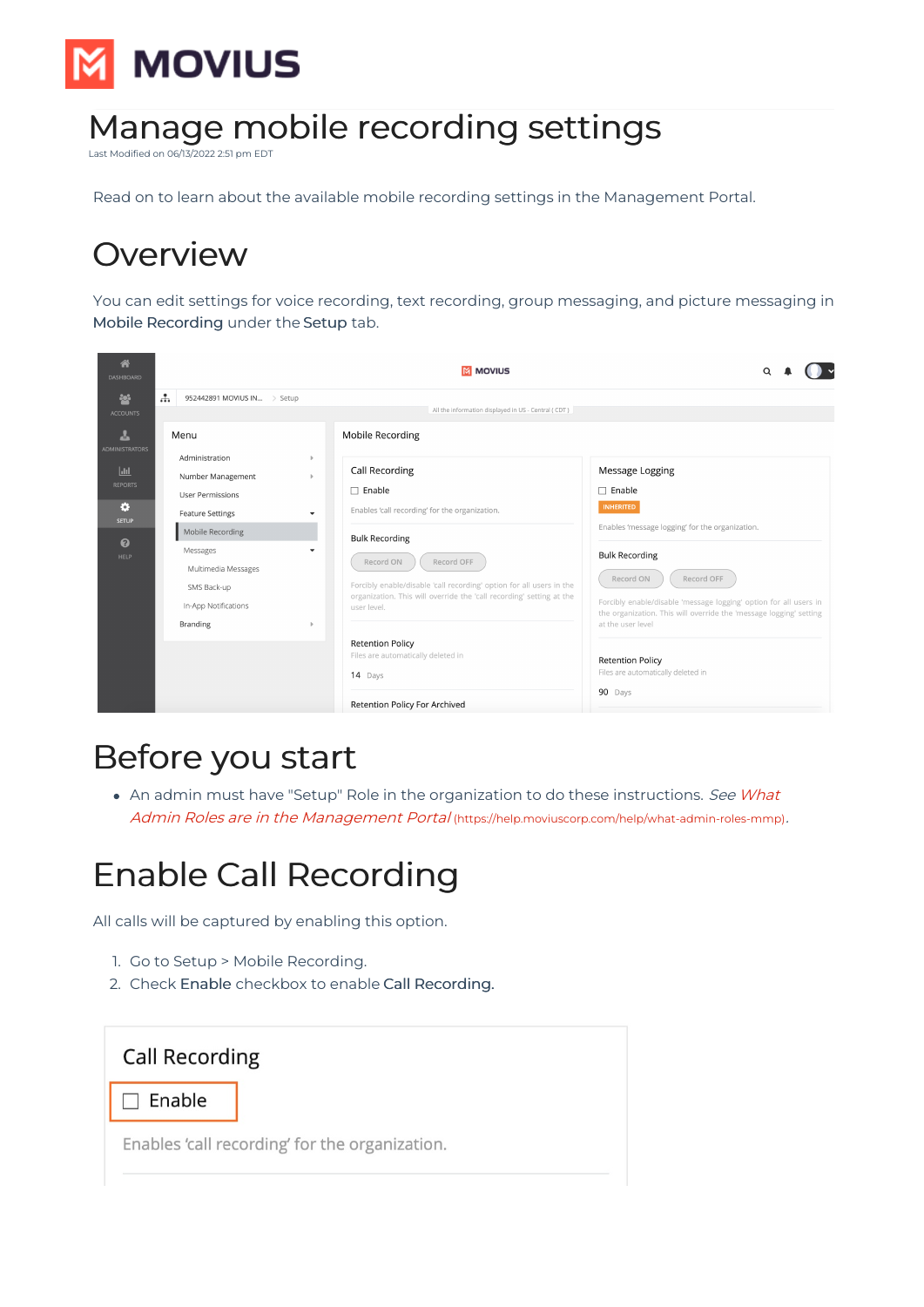# Manage mobile recording settings

Last Modified on 06/13/2022 2:51 pm EDT

Read on to learn about the available mobile recording settings in the Management Portal.

## Overview

You can edit settings for voice recording, text recording, group messaging, and picture messaging in **Mobile Recording** under the **Setup** tab.

## Before you start

- An admin must have "Setup" Role in the organization to do these instructions. *See What Admin Roles are in the Management Portal* (https://help.moviuscorp.com/help/what-admin-roles-mmp).

## Enable Call Recording

All calls will be captured by enabling this option.

1. Go to Setup > Mobile Recording.
2. Check **Enable** checkbox to enable **Call Recording.**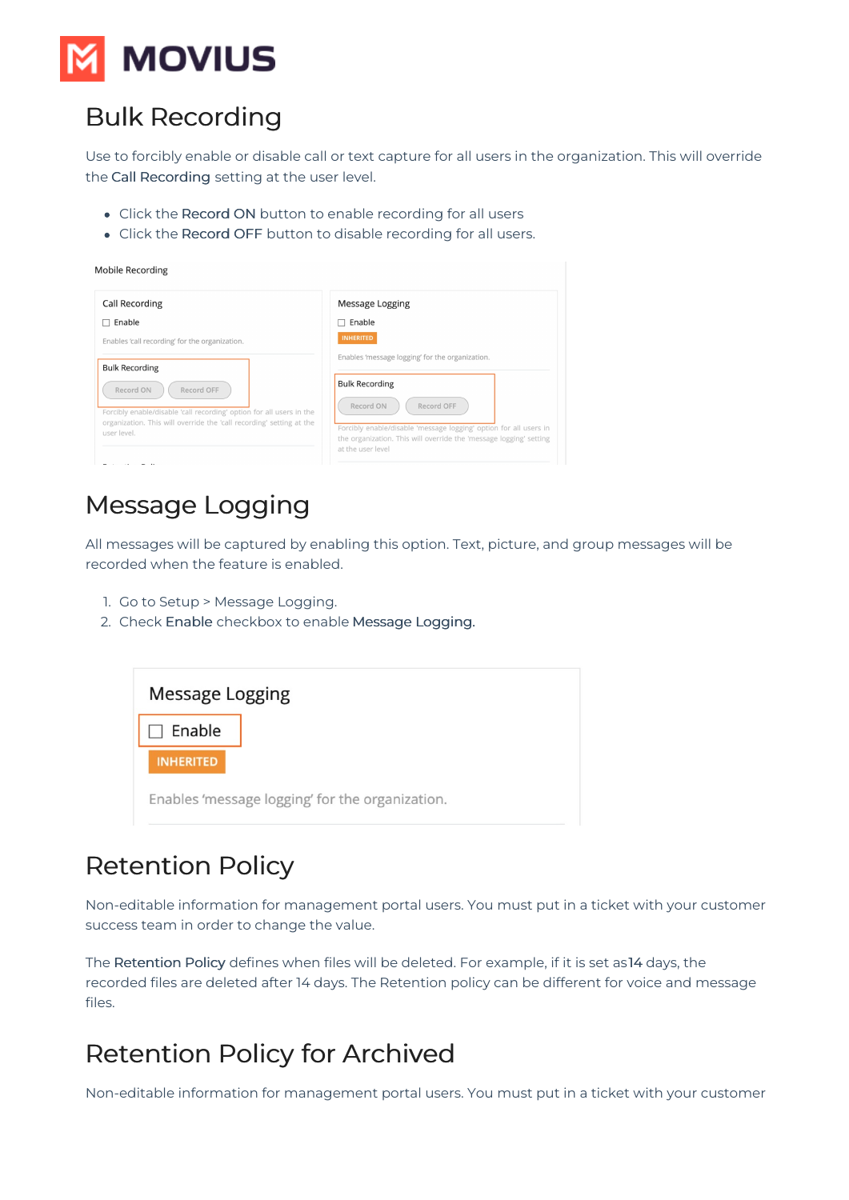# Bulk Recording

Use to forcibly enable or disable call or text capture for all users in the organization. This will override the **Call Recording** setting at the user level.

- Click the **Record ON** button to enable recording for all users
- Click the **Record OFF** button to disable recording for all users.

# Message Logging

All messages will be captured by enabling this option. Text, picture, and group messages will be recorded when the feature is enabled.

1. Go to Setup > Message Logging.
2. Check **Enable** checkbox to enable **Message Logging**.

# Retention Policy

Non-editable information for management portal users. You must put in a ticket with your customer success team in order to change the value.

The **Retention Policy** defines when files will be deleted. For example, if it is set as**14** days, the recorded files are deleted after 14 days. The Retention policy can be different for voice and message files.

# Retention Policy for Archived

Non-editable information for management portal users. You must put in a ticket with your customer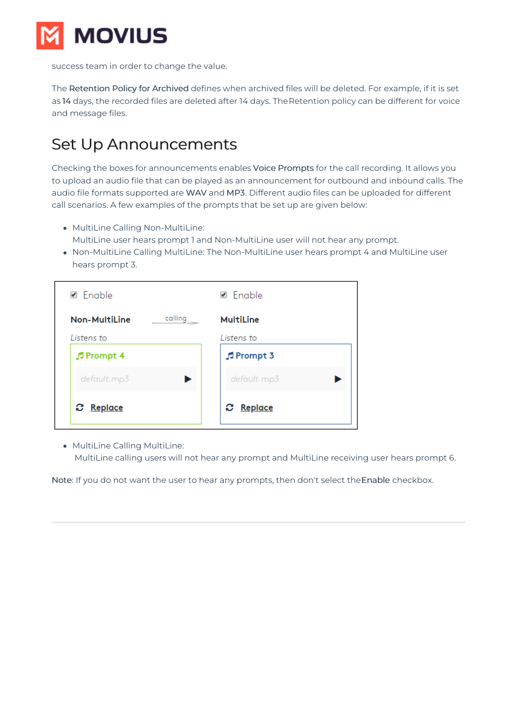success team in order to change the value.

The **Retention Policy for Archived** defines when archived files will be deleted. For example, if it is set as **14** days, the recorded files are deleted after 14 days. The Retention policy can be different for voice and message files.

## Set Up Announcements

Checking the boxes for announcements enables **Voice Prompts** for the call recording. It allows you to upload an audio file that can be played as an announcement for outbound and inbound calls. The audio file formats supported are **WAV** and **MP3**. Different audio files can be uploaded for different call scenarios. A few examples of the prompts that be set up are given below:

- MultiLine Calling Non-MultiLine:
  MultiLine user hears prompt 1 and Non-MultiLine user will not hear any prompt.
- Non-MultiLine Calling MultiLine: The Non-MultiLine user hears prompt 4 and MultiLine user hears prompt 3.

Enable
**Non-MultiLine**
calling
Listens to
Prompt 4
default.mp3
Replace

Enable
**MultiLine**
Listens to
Prompt 3
default.mp3
Replace

- MultiLine Calling MultiLine:
  MultiLine calling users will not hear any prompt and MultiLine receiving user hears prompt 6.

**Note**: If you do not want the user to hear any prompts, then don't select the **Enable** checkbox.